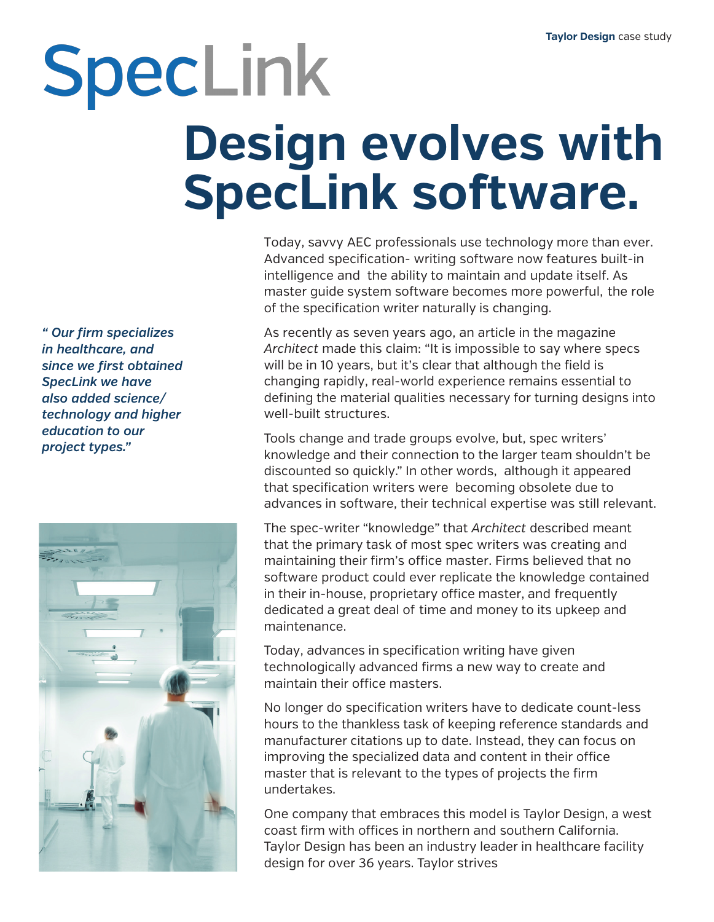Taylor Design case study

# SpecLink

# Design evolves with SpecLink software.

*"Our firm specializes in healthcare, and since we first obtained SpecLink we have also added science/ technology and higher education to our project types."*

Today, savvy AEC professionals use technology more than ever. Advanced specification- writing software now features built-in intelligence and the ability to maintain and update itself. As master guide system software becomes more powerful, the role of the specification writer naturally is changing.

As recently as seven years ago, an article in the magazine *Architect* made this claim: "It is impossible to say where specs will be in 10 years, but it's clear that although the field is changing rapidly, real-world experience remains essential to defining the material qualities necessary for turning designs into well-built structures.

Tools change and trade groups evolve, but, spec writers' knowledge and their connection to the larger team shouldn't be discounted so quickly." In other words, although it appeared that specification writers were becoming obsolete due to advances in software, their technical expertise was still relevant.

The spec-writer "knowledge" that *Architect* described meant that the primary task of most spec writers was creating and maintaining their firm's office master. Firms believed that no software product could ever replicate the knowledge contained in their in-house, proprietary office master, and frequently dedicated a great deal of time and money to its upkeep and maintenance.

Today, advances in specification writing have given technologically advanced firms a new way to create and maintain their office masters.

No longer do specification writers have to dedicate count-less hours to the thankless task of keeping reference standards and manufacturer citations up to date. Instead, they can focus on improving the specialized data and content in their office master that is relevant to the types of projects the firm undertakes.

One company that embraces this model is Taylor Design, a west coast firm with offices in northern and southern California. Taylor Design has been an industry leader in healthcare facility design for over 36 years. Taylor strives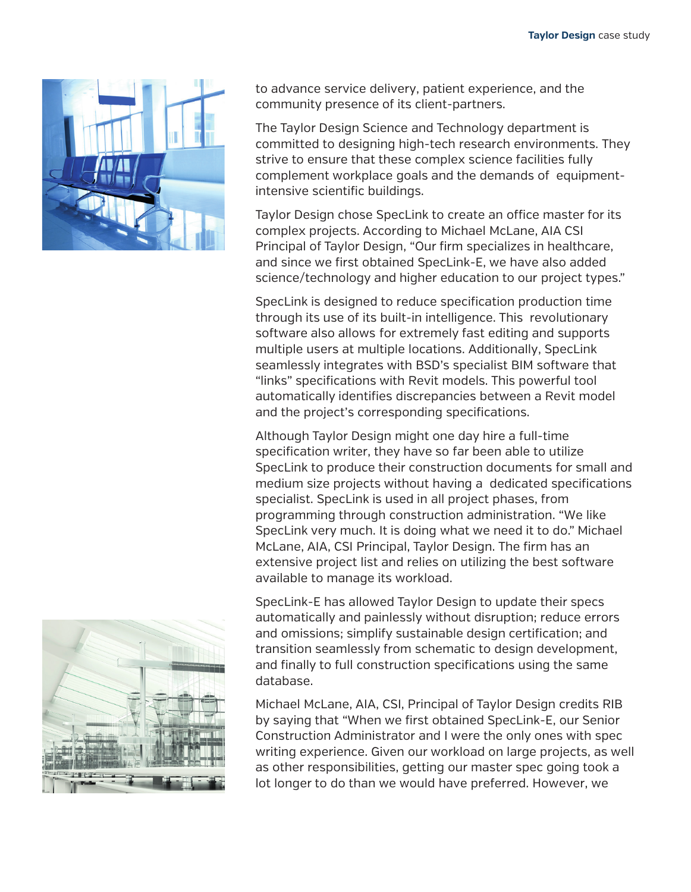to advance service delivery, patient experience, and the community presence of its client-partners.

The Taylor Design Science and Technology department is committed to designing high-tech research environments. They strive to ensure that these complex science facilities fully complement workplace goals and the demands of equipment-intensive scientific buildings.

Taylor Design chose SpecLink to create an office master for its complex projects. According to Michael McLane, AIA CSI Principal of Taylor Design, "Our firm specializes in healthcare, and since we first obtained SpecLink-E, we have also added science/technology and higher education to our project types."

SpecLink is designed to reduce specification production time through its use of its built-in intelligence. This revolutionary software also allows for extremely fast editing and supports multiple users at multiple locations. Additionally, SpecLink seamlessly integrates with BSD's specialist BIM software that "links" specifications with Revit models. This powerful tool automatically identifies discrepancies between a Revit model and the project's corresponding specifications.

Although Taylor Design might one day hire a full-time specification writer, they have so far been able to utilize SpecLink to produce their construction documents for small and medium size projects without having a dedicated specifications specialist. SpecLink is used in all project phases, from programming through construction administration. "We like SpecLink very much. It is doing what we need it to do." Michael McLane, AIA, CSI Principal, Taylor Design. The firm has an extensive project list and relies on utilizing the best software available to manage its workload.

SpecLink-E has allowed Taylor Design to update their specs automatically and painlessly without disruption; reduce errors and omissions; simplify sustainable design certification; and transition seamlessly from schematic to design development, and finally to full construction specifications using the same database.

Michael McLane, AIA, CSI, Principal of Taylor Design credits RIB by saying that "When we first obtained SpecLink-E, our Senior Construction Administrator and I were the only ones with spec writing experience. Given our workload on large projects, as well as other responsibilities, getting our master spec going took a lot longer to do than we would have preferred. However, we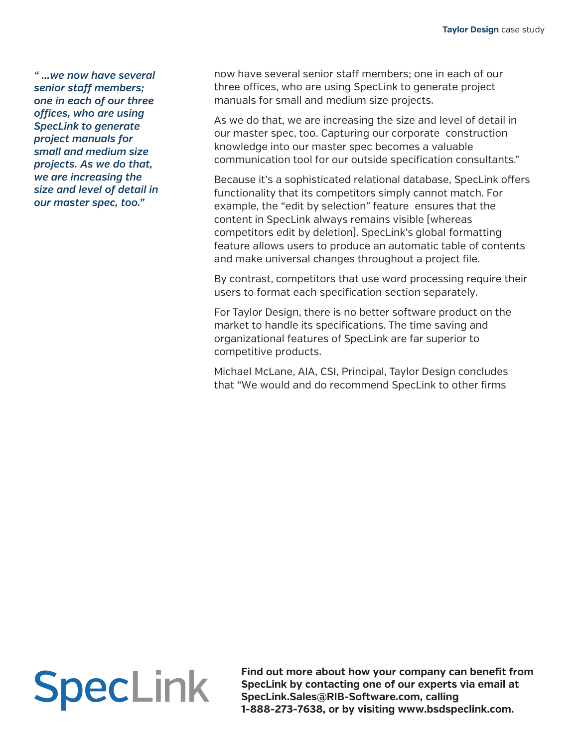*" ...we now have several senior staff members; one in each of our three offices, who are using SpecLink to generate project manuals for small and medium size projects. As we do that, we are increasing the size and level of detail in our master spec, too."*

now have several senior staff members; one in each of our three offices, who are using SpecLink to generate project manuals for small and medium size projects.

As we do that, we are increasing the size and level of detail in our master spec, too. Capturing our corporate construction knowledge into our master spec becomes a valuable communication tool for our outside specification consultants."

Because it's a sophisticated relational database, SpecLink offers functionality that its competitors simply cannot match. For example, the "edit by selection" feature ensures that the content in SpecLink always remains visible (whereas competitors edit by deletion). SpecLink's global formatting feature allows users to produce an automatic table of contents and make universal changes throughout a project file.

By contrast, competitors that use word processing require their users to format each specification section separately.

For Taylor Design, there is no better software product on the market to handle its specifications. The time saving and organizational features of SpecLink are far superior to competitive products.

Michael McLane, AIA, CSI, Principal, Taylor Design concludes that "We would and do recommend SpecLink to other firms

SpecLink

**Find out more about how your company can benefit from SpecLink by contacting one of our experts via email at SpecLink.Sales@RIB-Software.com, calling 1-888-273-7638, or by visiting www.bsdspeclink.com.**